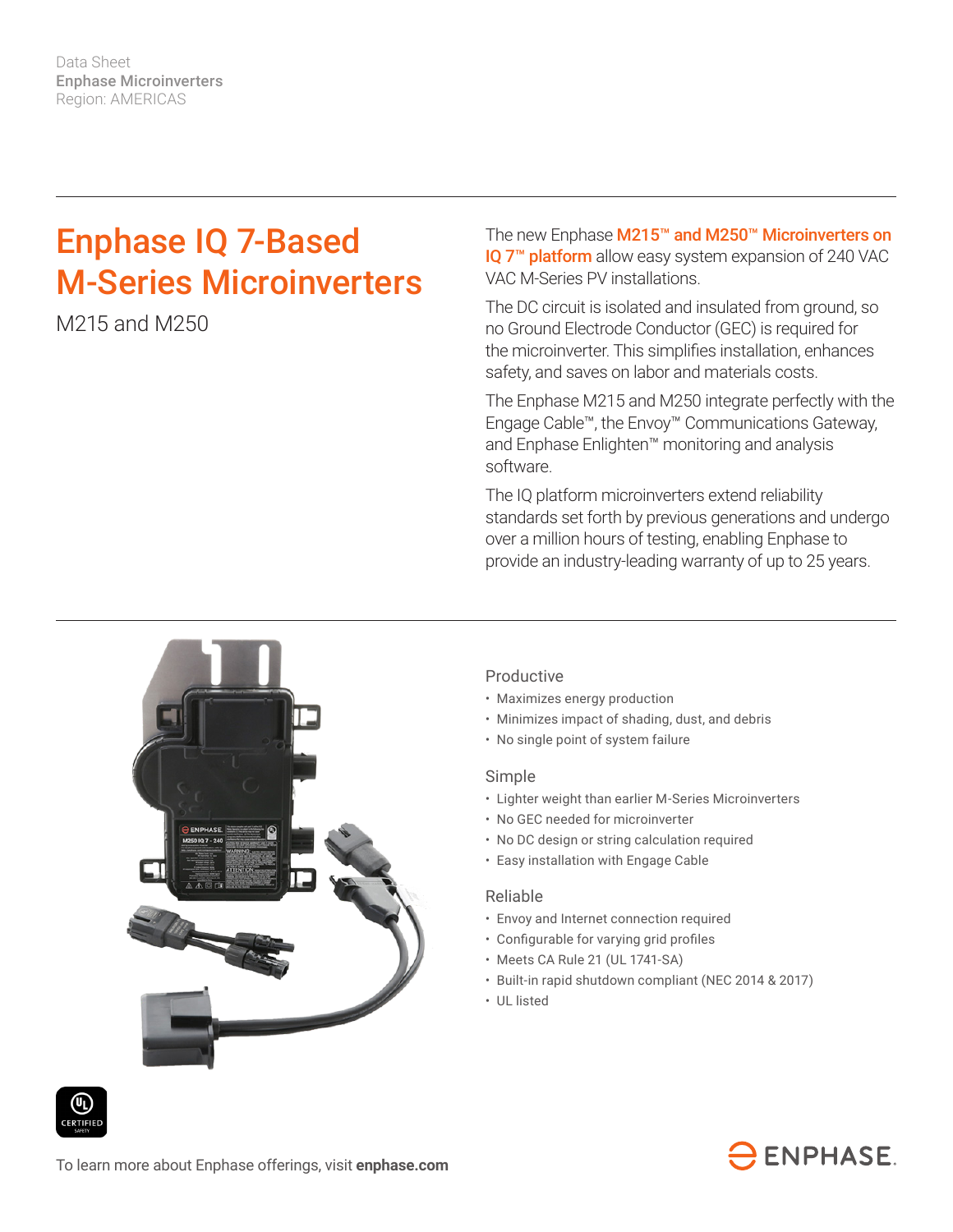Data Sheet
**Enphase Microinverters**
Region: AMERICAS

# Enphase IQ 7-Based M-Series Microinverters

M215 and M250

The new Enphase **M215™ and M250™ Microinverters on IQ 7™ platform** allow easy system expansion of 240 VAC VAC M-Series PV installations.

The DC circuit is isolated and insulated from ground, so no Ground Electrode Conductor (GEC) is required for the microinverter. This simplifies installation, enhances safety, and saves on labor and materials costs.

The Enphase M215 and M250 integrate perfectly with the Engage Cable™, the Envoy™ Communications Gateway, and Enphase Enlighten™ monitoring and analysis software.

The IQ platform microinverters extend reliability standards set forth by previous generations and undergo over a million hours of testing, enabling Enphase to provide an industry-leading warranty of up to 25 years.

### Productive

- Maximizes energy production
- Minimizes impact of shading, dust, and debris
- No single point of system failure

### Simple

- Lighter weight than earlier M-Series Microinverters
- No GEC needed for microinverter
- No DC design or string calculation required
- Easy installation with Engage Cable

### Reliable

- Envoy and Internet connection required
- Configurable for varying grid profiles
- Meets CA Rule 21 (UL 1741-SA)
- Built-in rapid shutdown compliant (NEC 2014 & 2017)
- UL listed

To learn more about Enphase offerings, visit **enphase.com**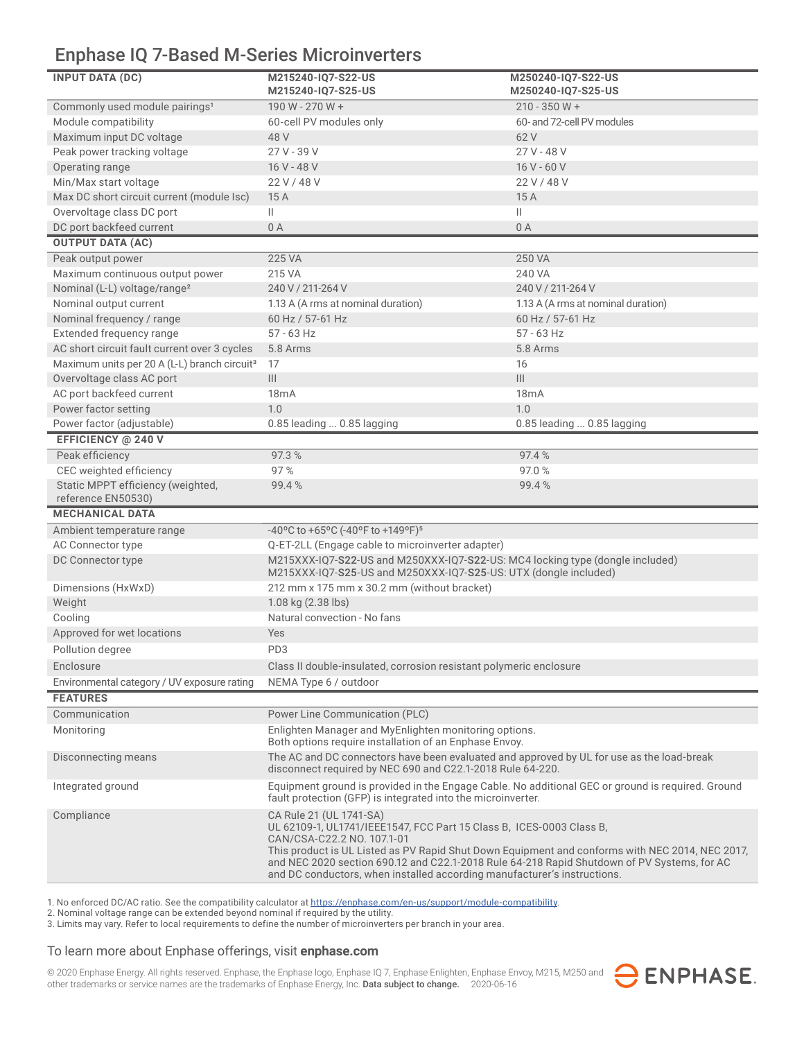# Enphase IQ 7-Based M-Series Microinverters

| INPUT DATA (DC) | M215240-IQ7-S22-US<br>M215240-IQ7-S25-US | M250240-IQ7-S22-US<br>M250240-IQ7-S25-US |
|---|---|---|
| Commonly used module pairings[1] | 190 W - 270 W + | 210 - 350 W + |
| Module compatibility | 60-cell PV modules only | 60- and 72-cell PV modules |
| Maximum input DC voltage | 48 V | 62 V |
| Peak power tracking voltage | 27 V - 39 V | 27 V - 48 V |
| Operating range | 16 V - 48 V | 16 V - 60 V |
| Min/Max start voltage | 22 V / 48 V | 22 V / 48 V |
| Max DC short circuit current (module Isc) | 15 A | 15 A |
| Overvoltage class DC port | II | II |
| DC port backfeed current | 0 A | 0 A |
| **OUTPUT DATA (AC)** | | |
| Peak output power | 225 VA | 250 VA |
| Maximum continuous output power | 215 VA | 240 VA |
| Nominal (L-L) voltage/range[2] | 240 V / 211-264 V | 240 V / 211-264 V |
| Nominal output current | 1.13 A (A rms at nominal duration) | 1.13 A (A rms at nominal duration) |
| Nominal frequency / range | 60 Hz / 57-61 Hz | 60 Hz / 57-61 Hz |
| Extended frequency range | 57 - 63 Hz | 57 - 63 Hz |
| AC short circuit fault current over 3 cycles | 5.8 Arms | 5.8 Arms |
| Maximum units per 20 A (L-L) branch circuit[3] | 17 | 16 |
| Overvoltage class AC port | III | III |
| AC port backfeed current | 18mA | 18mA |
| Power factor setting | 1.0 | 1.0 |
| Power factor (adjustable) | 0.85 leading ... 0.85 lagging | 0.85 leading ... 0.85 lagging |
| **EFFICIENCY @ 240 V** | | |
| Peak efficiency | 97.3 % | 97.4 % |
| CEC weighted efficiency | 97 % | 97.0 % |
| Static MPPT efficiency (weighted, reference EN50530) | 99.4 % | 99.4 % |

| MECHANICAL DATA | |
|---|---|
| Ambient temperature range | -40ºC to +65ºC (-40ºF to +149ºF)[5] |
| AC Connector type | Q-ET-2LL (Engage cable to microinverter adapter) |
| DC Connector type | M215XXX-IQ7-**S22**-US and M250XXX-IQ7-**S22**-US: MC4 locking type (dongle included)<br>M215XXX-IQ7-**S25**-US and M250XXX-IQ7-**S25**-US: UTX (dongle included) |
| Dimensions (HxWxD) | 212 mm x 175 mm x 30.2 mm (without bracket) |
| Weight | 1.08 kg (2.38 lbs) |
| Cooling | Natural convection - No fans |
| Approved for wet locations | Yes |
| Pollution degree | PD3 |
| Enclosure | Class II double-insulated, corrosion resistant polymeric enclosure |
| Environmental category / UV exposure rating | NEMA Type 6 / outdoor |
| **FEATURES** | |
| Communication | Power Line Communication (PLC) |
| Monitoring | Enlighten Manager and MyEnlighten monitoring options.<br>Both options require installation of an Enphase Envoy. |
| Disconnecting means | The AC and DC connectors have been evaluated and approved by UL for use as the load-break disconnect required by NEC 690 and C22.1-2018 Rule 64-220. |
| Integrated ground | Equipment ground is provided in the Engage Cable. No additional GEC or ground is required. Ground fault protection (GFP) is integrated into the microinverter. |
| Compliance | CA Rule 21 (UL 1741-SA)<br>UL 62109-1, UL1741/IEEE1547, FCC Part 15 Class B, ICES-0003 Class B,<br>CAN/CSA-C22.2 NO. 107.1-01<br>This product is UL Listed as PV Rapid Shut Down Equipment and conforms with NEC 2014, NEC 2017, and NEC 2020 section 690.12 and C22.1-2018 Rule 64-218 Rapid Shutdown of PV Systems, for AC and DC conductors, when installed according manufacturer's instructions. |

1. No enforced DC/AC ratio. See the compatibility calculator at https://enphase.com/en-us/support/module-compatibility.
2. Nominal voltage range can be extended beyond nominal if required by the utility.
3. Limits may vary. Refer to local requirements to define the number of microinverters per branch in your area.

To learn more about Enphase offerings, visit **enphase.com**

© 2020 Enphase Energy. All rights reserved. Enphase, the Enphase logo, Enphase IQ 7, Enphase Enlighten, Enphase Envoy, M215, M250 and other trademarks or service names are the trademarks of Enphase Energy, Inc. **Data subject to change.** 2020-06-16